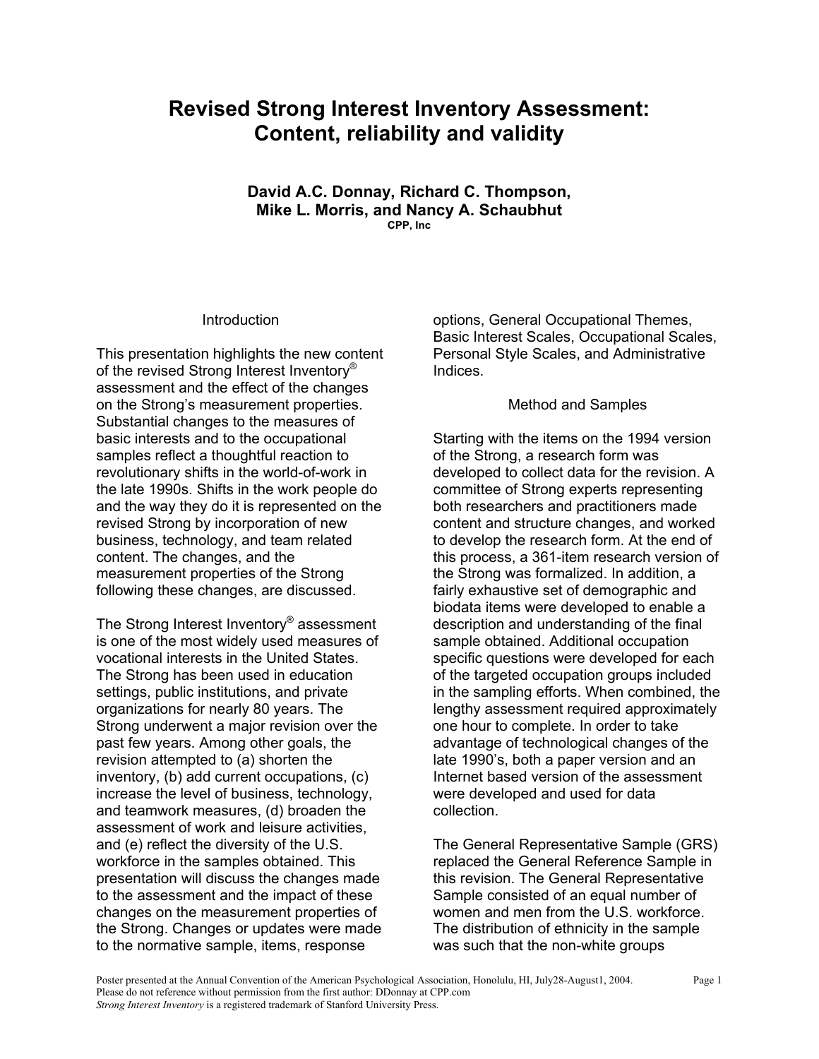# Revised Strong Interest Inventory Assessment: Content, reliability and validity

**David A.C. Donnay, Richard C. Thompson, Mike L. Morris, and Nancy A. Schaubhut**
**CPP, Inc**

## Introduction

This presentation highlights the new content of the revised Strong Interest Inventory® assessment and the effect of the changes on the Strong's measurement properties. Substantial changes to the measures of basic interests and to the occupational samples reflect a thoughtful reaction to revolutionary shifts in the world-of-work in the late 1990s. Shifts in the work people do and the way they do it is represented on the revised Strong by incorporation of new business, technology, and team related content. The changes, and the measurement properties of the Strong following these changes, are discussed.

The Strong Interest Inventory® assessment is one of the most widely used measures of vocational interests in the United States. The Strong has been used in education settings, public institutions, and private organizations for nearly 80 years. The Strong underwent a major revision over the past few years. Among other goals, the revision attempted to (a) shorten the inventory, (b) add current occupations, (c) increase the level of business, technology, and teamwork measures, (d) broaden the assessment of work and leisure activities, and (e) reflect the diversity of the U.S. workforce in the samples obtained. This presentation will discuss the changes made to the assessment and the impact of these changes on the measurement properties of the Strong. Changes or updates were made to the normative sample, items, response options, General Occupational Themes, Basic Interest Scales, Occupational Scales, Personal Style Scales, and Administrative Indices.

## Method and Samples

Starting with the items on the 1994 version of the Strong, a research form was developed to collect data for the revision. A committee of Strong experts representing both researchers and practitioners made content and structure changes, and worked to develop the research form. At the end of this process, a 361-item research version of the Strong was formalized. In addition, a fairly exhaustive set of demographic and biodata items were developed to enable a description and understanding of the final sample obtained. Additional occupation specific questions were developed for each of the targeted occupation groups included in the sampling efforts. When combined, the lengthy assessment required approximately one hour to complete. In order to take advantage of technological changes of the late 1990's, both a paper version and an Internet based version of the assessment were developed and used for data collection.

The General Representative Sample (GRS) replaced the General Reference Sample in this revision. The General Representative Sample consisted of an equal number of women and men from the U.S. workforce. The distribution of ethnicity in the sample was such that the non-white groups

Poster presented at the Annual Convention of the American Psychological Association, Honolulu, HI, July28-August1, 2004.
Please do not reference without permission from the first author: DDonnay at CPP.com
*Strong Interest Inventory* is a registered trademark of Stanford University Press.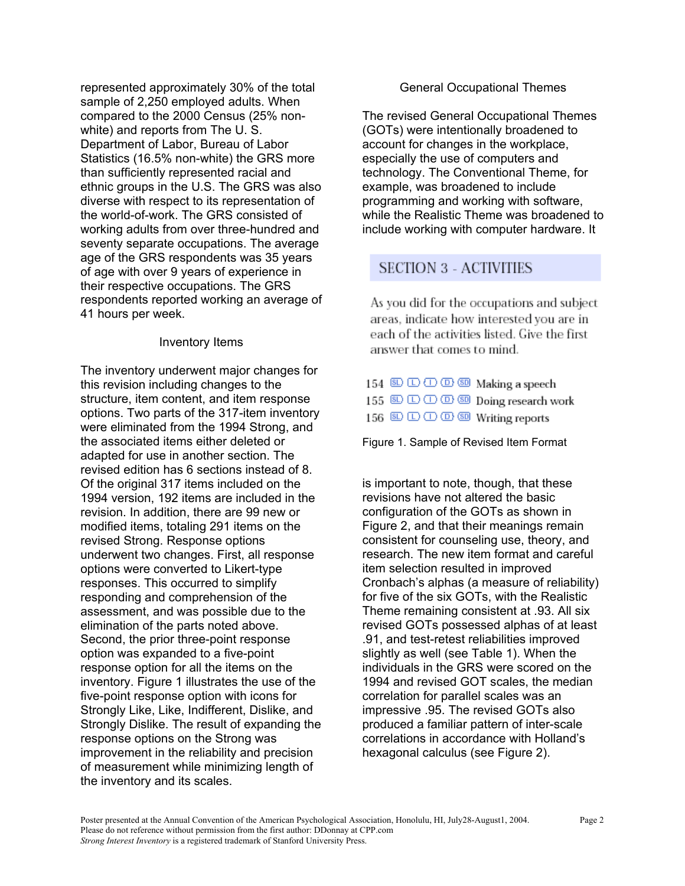represented approximately 30% of the total sample of 2,250 employed adults. When compared to the 2000 Census (25% non-white) and reports from The U. S. Department of Labor, Bureau of Labor Statistics (16.5% non-white) the GRS more than sufficiently represented racial and ethnic groups in the U.S. The GRS was also diverse with respect to its representation of the world-of-work. The GRS consisted of working adults from over three-hundred and seventy separate occupations. The average age of the GRS respondents was 35 years of age with over 9 years of experience in their respective occupations. The GRS respondents reported working an average of 41 hours per week.

## Inventory Items

The inventory underwent major changes for this revision including changes to the structure, item content, and item response options. Two parts of the 317-item inventory were eliminated from the 1994 Strong, and the associated items either deleted or adapted for use in another section. The revised edition has 6 sections instead of 8. Of the original 317 items included on the 1994 version, 192 items are included in the revision. In addition, there are 99 new or modified items, totaling 291 items on the revised Strong. Response options underwent two changes. First, all response options were converted to Likert-type responses. This occurred to simplify responding and comprehension of the assessment, and was possible due to the elimination of the parts noted above. Second, the prior three-point response option was expanded to a five-point response option for all the items on the inventory. Figure 1 illustrates the use of the five-point response option with icons for Strongly Like, Like, Indifferent, Dislike, and Strongly Dislike. The result of expanding the response options on the Strong was improvement in the reliability and precision of measurement while minimizing length of the inventory and its scales.

## General Occupational Themes

The revised General Occupational Themes (GOTs) were intentionally broadened to account for changes in the workplace, especially the use of computers and technology. The Conventional Theme, for example, was broadened to include programming and working with software, while the Realistic Theme was broadened to include working with computer hardware. It is important to note, though, that these revisions have not altered the basic configuration of the GOTs as shown in Figure 2, and that their meanings remain consistent for counseling use, theory, and research. The new item format and careful item selection resulted in improved Cronbach's alphas (a measure of reliability) for five of the six GOTs, with the Realistic Theme remaining consistent at .93. All six revised GOTs possessed alphas of at least .91, and test-retest reliabilities improved slightly as well (see Table 1). When the individuals in the GRS were scored on the 1994 and revised GOT scales, the median correlation for parallel scales was an impressive .95. The revised GOTs also produced a familiar pattern of inter-scale correlations in accordance with Holland's hexagonal calculus (see Figure 2).

**SECTION 3 - ACTIVITIES**

As you did for the occupations and subject areas, indicate how interested you are in each of the activities listed. Give the first answer that comes to mind.

154 (SL) (L) (I) (D) (SD) Making a speech
155 (SL) (L) (I) (D) (SD) Doing research work
156 (SL) (L) (I) (D) (SD) Writing reports

Figure 1. Sample of Revised Item Format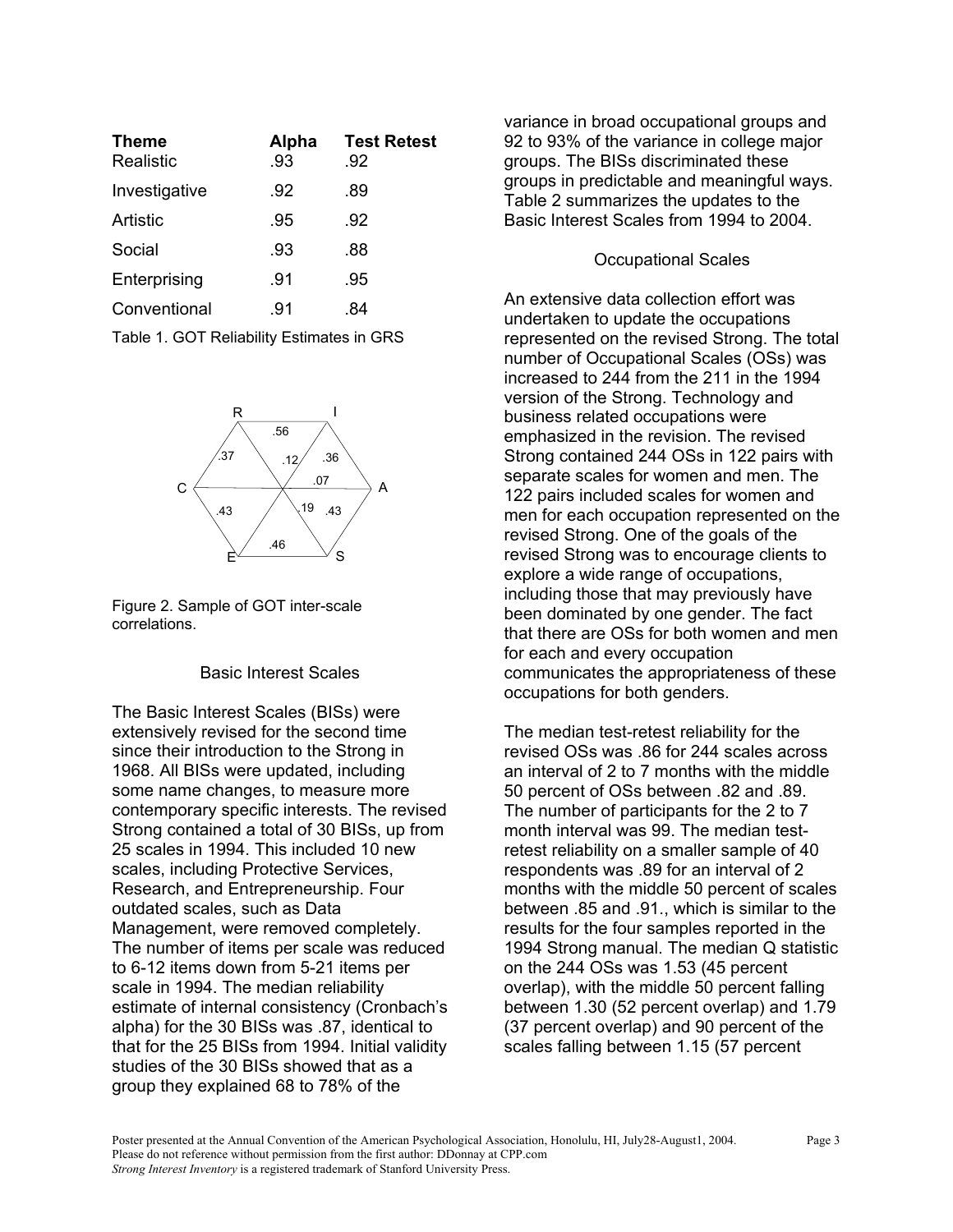| Theme | Alpha | Test Retest |
|---|---|---|
| Realistic | .93 | .92 |
| Investigative | .92 | .89 |
| Artistic | .95 | .92 |
| Social | .93 | .88 |
| Enterprising | .91 | .95 |
| Conventional | .91 | .84 |

Table 1. GOT Reliability Estimates in GRS

Figure 2. Sample of GOT inter-scale correlations.

### Basic Interest Scales

The Basic Interest Scales (BISs) were extensively revised for the second time since their introduction to the Strong in 1968. All BISs were updated, including some name changes, to measure more contemporary specific interests. The revised Strong contained a total of 30 BISs, up from 25 scales in 1994. This included 10 new scales, including Protective Services, Research, and Entrepreneurship. Four outdated scales, such as Data Management, were removed completely. The number of items per scale was reduced to 6-12 items down from 5-21 items per scale in 1994. The median reliability estimate of internal consistency (Cronbach's alpha) for the 30 BISs was .87, identical to that for the 25 BISs from 1994. Initial validity studies of the 30 BISs showed that as a group they explained 68 to 78% of the variance in broad occupational groups and 92 to 93% of the variance in college major groups. The BISs discriminated these groups in predictable and meaningful ways. Table 2 summarizes the updates to the Basic Interest Scales from 1994 to 2004.

### Occupational Scales

An extensive data collection effort was undertaken to update the occupations represented on the revised Strong. The total number of Occupational Scales (OSs) was increased to 244 from the 211 in the 1994 version of the Strong. Technology and business related occupations were emphasized in the revision. The revised Strong contained 244 OSs in 122 pairs with separate scales for women and men. The 122 pairs included scales for women and men for each occupation represented on the revised Strong. One of the goals of the revised Strong was to encourage clients to explore a wide range of occupations, including those that may previously have been dominated by one gender. The fact that there are OSs for both women and men for each and every occupation communicates the appropriateness of these occupations for both genders.

The median test-retest reliability for the revised OSs was .86 for 244 scales across an interval of 2 to 7 months with the middle 50 percent of OSs between .82 and .89. The number of participants for the 2 to 7 month interval was 99. The median test-retest reliability on a smaller sample of 40 respondents was .89 for an interval of 2 months with the middle 50 percent of scales between .85 and .91., which is similar to the results for the four samples reported in the 1994 Strong manual. The median Q statistic on the 244 OSs was 1.53 (45 percent overlap), with the middle 50 percent falling between 1.30 (52 percent overlap) and 1.79 (37 percent overlap) and 90 percent of the scales falling between 1.15 (57 percent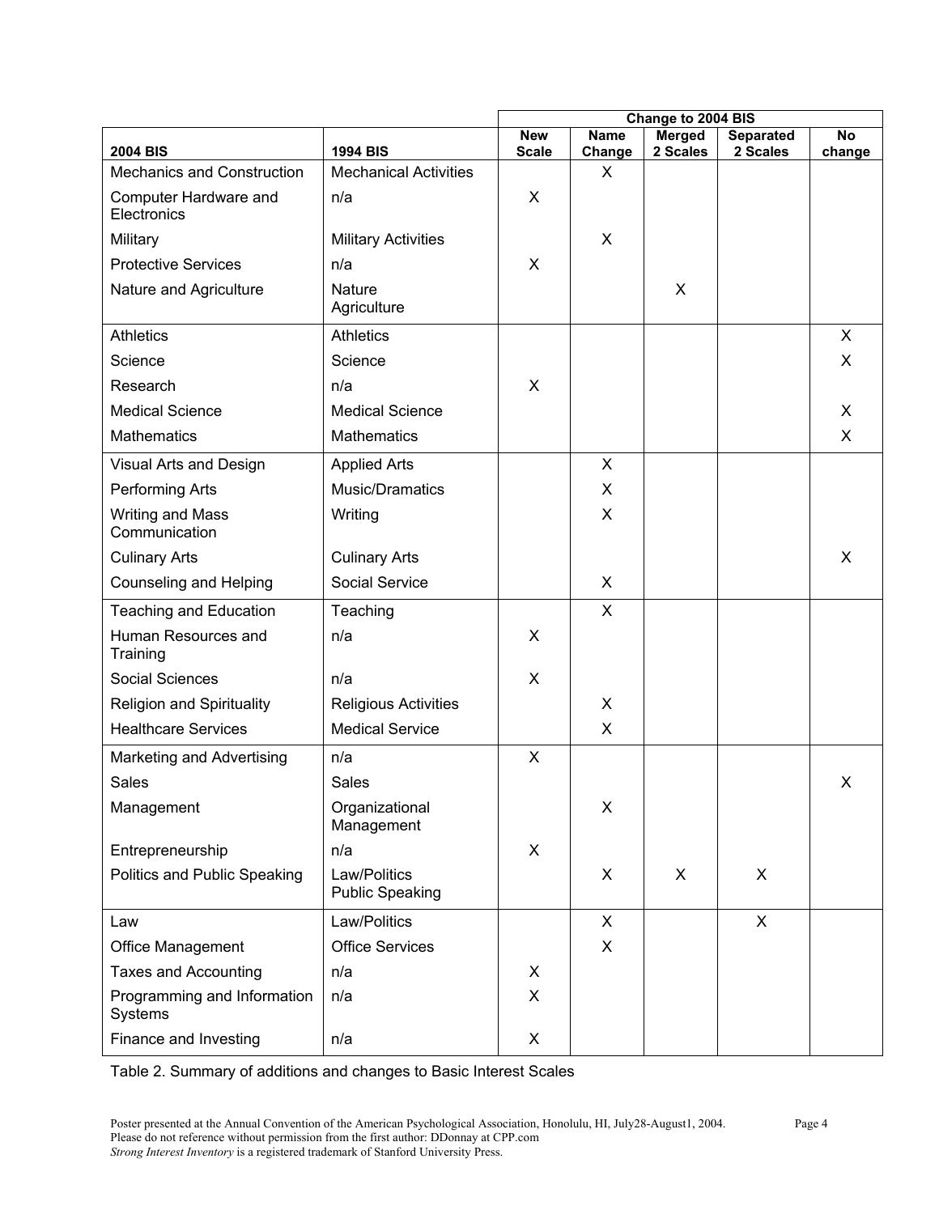| 2004 BIS | 1994 BIS | Change to 2004 BIS | | | | |
|---|---|---|---|---|---|---|
| | | New Scale | Name Change | Merged 2 Scales | Separated 2 Scales | No change |
| Mechanics and Construction | Mechanical Activities | | X | | | |
| Computer Hardware and Electronics | n/a | X | | | | |
| Military | Military Activities | | X | | | |
| Protective Services | n/a | X | | | | |
| Nature and Agriculture | Nature Agriculture | | | X | | |
| Athletics | Athletics | | | | | X |
| Science | Science | | | | | X |
| Research | n/a | X | | | | |
| Medical Science | Medical Science | | | | | X |
| Mathematics | Mathematics | | | | | X |
| Visual Arts and Design | Applied Arts | | X | | | |
| Performing Arts | Music/Dramatics | | X | | | |
| Writing and Mass Communication | Writing | | X | | | |
| Culinary Arts | Culinary Arts | | | | | X |
| Counseling and Helping | Social Service | | X | | | |
| Teaching and Education | Teaching | | X | | | |
| Human Resources and Training | n/a | X | | | | |
| Social Sciences | n/a | X | | | | |
| Religion and Spirituality | Religious Activities | | X | | | |
| Healthcare Services | Medical Service | | X | | | |
| Marketing and Advertising | n/a | X | | | | |
| Sales | Sales | | | | | X |
| Management | Organizational Management | | X | | | |
| Entrepreneurship | n/a | X | | | | |
| Politics and Public Speaking | Law/Politics Public Speaking | | X | X | X | |
| Law | Law/Politics | | X | | X | |
| Office Management | Office Services | | X | | | |
| Taxes and Accounting | n/a | X | | | | |
| Programming and Information Systems | n/a | X | | | | |
| Finance and Investing | n/a | X | | | | |

Table 2. Summary of additions and changes to Basic Interest Scales

Poster presented at the Annual Convention of the American Psychological Association, Honolulu, HI, July28-August1, 2004.
Please do not reference without permission from the first author: DDonnay at CPP.com
*Strong Interest Inventory* is a registered trademark of Stanford University Press.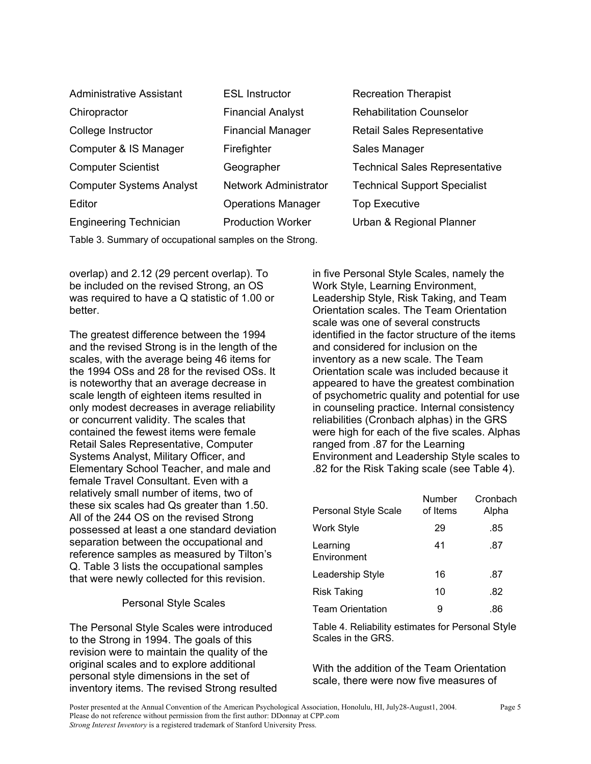| | | |
|---|---|---|
| Administrative Assistant | ESL Instructor | Recreation Therapist |
| Chiropractor | Financial Analyst | Rehabilitation Counselor |
| College Instructor | Financial Manager | Retail Sales Representative |
| Computer & IS Manager | Firefighter | Sales Manager |
| Computer Scientist | Geographer | Technical Sales Representative |
| Computer Systems Analyst | Network Administrator | Technical Support Specialist |
| Editor | Operations Manager | Top Executive |
| Engineering Technician | Production Worker | Urban & Regional Planner |

Table 3. Summary of occupational samples on the Strong.

overlap) and 2.12 (29 percent overlap). To be included on the revised Strong, an OS was required to have a Q statistic of 1.00 or better.

The greatest difference between the 1994 and the revised Strong is in the length of the scales, with the average being 46 items for the 1994 OSs and 28 for the revised OSs. It is noteworthy that an average decrease in scale length of eighteen items resulted in only modest decreases in average reliability or concurrent validity. The scales that contained the fewest items were female Retail Sales Representative, Computer Systems Analyst, Military Officer, and Elementary School Teacher, and male and female Travel Consultant. Even with a relatively small number of items, two of these six scales had Qs greater than 1.50. All of the 244 OS on the revised Strong possessed at least a one standard deviation separation between the occupational and reference samples as measured by Tilton's Q. Table 3 lists the occupational samples that were newly collected for this revision.

## Personal Style Scales

The Personal Style Scales were introduced to the Strong in 1994. The goals of this revision were to maintain the quality of the original scales and to explore additional personal style dimensions in the set of inventory items. The revised Strong resulted in five Personal Style Scales, namely the Work Style, Learning Environment, Leadership Style, Risk Taking, and Team Orientation scales. The Team Orientation scale was one of several constructs identified in the factor structure of the items and considered for inclusion on the inventory as a new scale. The Team Orientation scale was included because it appeared to have the greatest combination of psychometric quality and potential for use in counseling practice. Internal consistency reliabilities (Cronbach alphas) in the GRS were high for each of the five scales. Alphas ranged from .87 for the Learning Environment and Leadership Style scales to .82 for the Risk Taking scale (see Table 4).

| Personal Style Scale | Number of Items | Cronbach Alpha |
|---|---|---|
| Work Style | 29 | .85 |
| Learning Environment | 41 | .87 |
| Leadership Style | 16 | .87 |
| Risk Taking | 10 | .82 |
| Team Orientation | 9 | .86 |

Table 4. Reliability estimates for Personal Style Scales in the GRS.

With the addition of the Team Orientation scale, there were now five measures of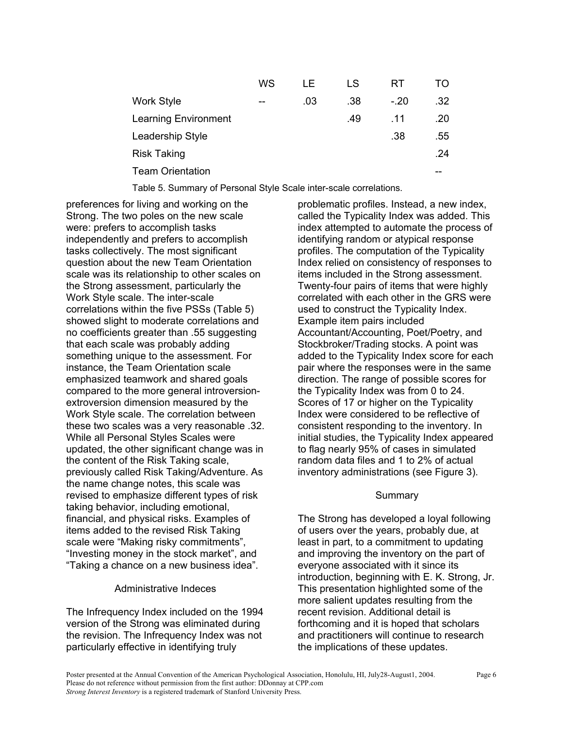| | WS | LE | LS | RT | TO |
|---|---|---|---|---|---|
| Work Style | -- | .03 | .38 | -.20 | .32 |
| Learning Environment | | | .49 | .11 | .20 |
| Leadership Style | | | | .38 | .55 |
| Risk Taking | | | | | .24 |
| Team Orientation | | | | | -- |

Table 5. Summary of Personal Style Scale inter-scale correlations.

preferences for living and working on the Strong. The two poles on the new scale were: prefers to accomplish tasks independently and prefers to accomplish tasks collectively. The most significant question about the new Team Orientation scale was its relationship to other scales on the Strong assessment, particularly the Work Style scale. The inter-scale correlations within the five PSSs (Table 5) showed slight to moderate correlations and no coefficients greater than .55 suggesting that each scale was probably adding something unique to the assessment. For instance, the Team Orientation scale emphasized teamwork and shared goals compared to the more general introversion-extroversion dimension measured by the Work Style scale. The correlation between these two scales was a very reasonable .32. While all Personal Styles Scales were updated, the other significant change was in the content of the Risk Taking scale, previously called Risk Taking/Adventure. As the name change notes, this scale was revised to emphasize different types of risk taking behavior, including emotional, financial, and physical risks. Examples of items added to the revised Risk Taking scale were "Making risky commitments", "Investing money in the stock market", and "Taking a chance on a new business idea".

## Administrative Indeces

The Infrequency Index included on the 1994 version of the Strong was eliminated during the revision. The Infrequency Index was not particularly effective in identifying truly problematic profiles. Instead, a new index, called the Typicality Index was added. This index attempted to automate the process of identifying random or atypical response profiles. The computation of the Typicality Index relied on consistency of responses to items included in the Strong assessment. Twenty-four pairs of items that were highly correlated with each other in the GRS were used to construct the Typicality Index. Example item pairs included Accountant/Accounting, Poet/Poetry, and Stockbroker/Trading stocks. A point was added to the Typicality Index score for each pair where the responses were in the same direction. The range of possible scores for the Typicality Index was from 0 to 24. Scores of 17 or higher on the Typicality Index were considered to be reflective of consistent responding to the inventory. In initial studies, the Typicality Index appeared to flag nearly 95% of cases in simulated random data files and 1 to 2% of actual inventory administrations (see Figure 3).

## Summary

The Strong has developed a loyal following of users over the years, probably due, at least in part, to a commitment to updating and improving the inventory on the part of everyone associated with it since its introduction, beginning with E. K. Strong, Jr. This presentation highlighted some of the more salient updates resulting from the recent revision. Additional detail is forthcoming and it is hoped that scholars and practitioners will continue to research the implications of these updates.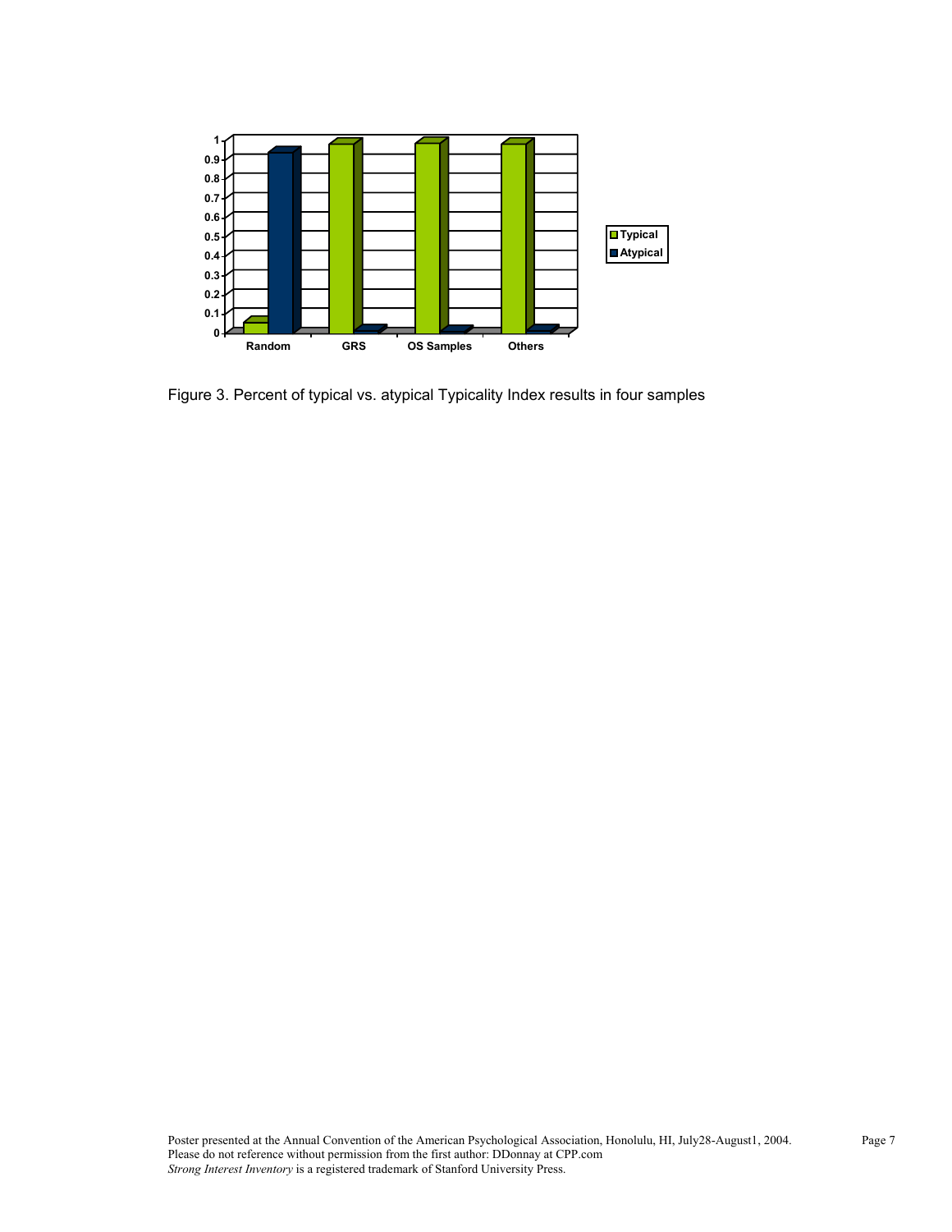1
0.9
0.8
0.7
0.6
0.5
0.4
0.3
0.2
0.1
0

Random
GRS
OS Samples
Others

Typical
Atypical

Figure 3. Percent of typical vs. atypical Typicality Index results in four samples